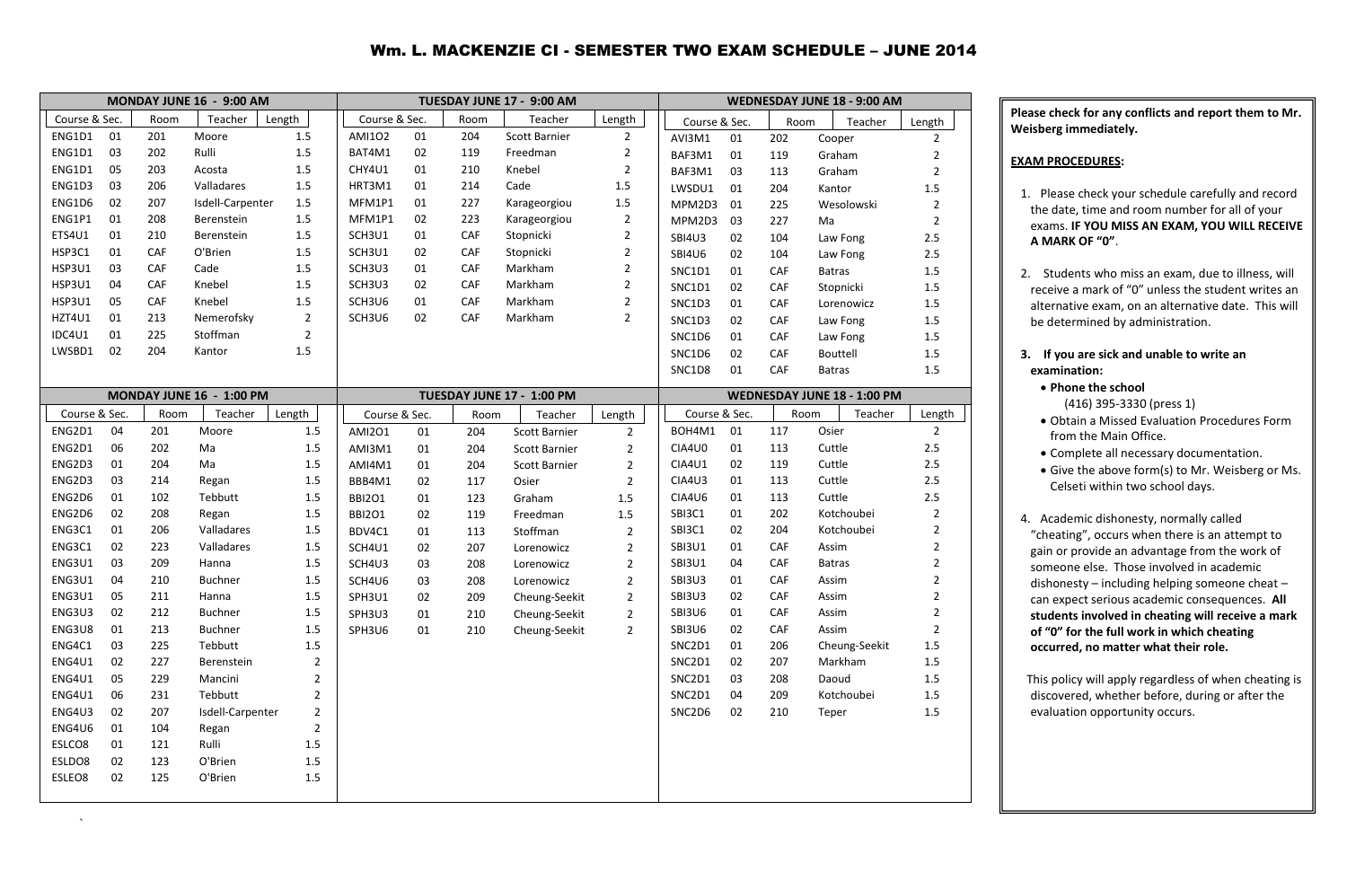# Wm. L. MACKENZIE CI - SEMESTER TWO EXAM SCHEDULE – JUNE 2014

## MONDAY JUNE 16 - 9:00 AM

| Course & Sec. | | Room | Teacher | Length |
|---|---|---|---|---|
| ENG1D1 | 01 | 201 | Moore | 1.5 |
| ENG1D1 | 03 | 202 | Rulli | 1.5 |
| ENG1D1 | 05 | 203 | Acosta | 1.5 |
| ENG1D3 | 03 | 206 | Valladares | 1.5 |
| ENG1D6 | 02 | 207 | Isdell-Carpenter | 1.5 |
| ENG1P1 | 01 | 208 | Berenstein | 1.5 |
| ETS4U1 | 01 | 210 | Berenstein | 1.5 |
| HSP3C1 | 01 | CAF | O'Brien | 1.5 |
| HSP3U1 | 03 | CAF | Cade | 1.5 |
| HSP3U1 | 04 | CAF | Knebel | 1.5 |
| HSP3U1 | 05 | CAF | Knebel | 1.5 |
| HZT4U1 | 01 | 213 | Nemerofsky | 2 |
| IDC4U1 | 01 | 225 | Stoffman | 2 |
| LWSBD1 | 02 | 204 | Kantor | 1.5 |

## MONDAY JUNE 16 - 1:00 PM

| Course & Sec. | | Room | Teacher | Length |
|---|---|---|---|---|
| ENG2D1 | 04 | 201 | Moore | 1.5 |
| ENG2D1 | 06 | 202 | Ma | 1.5 |
| ENG2D3 | 01 | 204 | Ma | 1.5 |
| ENG2D3 | 03 | 214 | Regan | 1.5 |
| ENG2D6 | 01 | 102 | Tebbutt | 1.5 |
| ENG2D6 | 02 | 208 | Regan | 1.5 |
| ENG3C1 | 01 | 206 | Valladares | 1.5 |
| ENG3C1 | 02 | 223 | Valladares | 1.5 |
| ENG3U1 | 03 | 209 | Hanna | 1.5 |
| ENG3U1 | 04 | 210 | Buchner | 1.5 |
| ENG3U1 | 05 | 211 | Hanna | 1.5 |
| ENG3U3 | 02 | 212 | Buchner | 1.5 |
| ENG3U8 | 01 | 213 | Buchner | 1.5 |
| ENG4C1 | 03 | 225 | Tebbutt | 1.5 |
| ENG4U1 | 02 | 227 | Berenstein | 2 |
| ENG4U1 | 05 | 229 | Mancini | 2 |
| ENG4U1 | 06 | 231 | Tebbutt | 2 |
| ENG4U3 | 02 | 207 | Isdell-Carpenter | 2 |
| ENG4U6 | 01 | 104 | Regan | 2 |
| ESLCO8 | 01 | 121 | Rulli | 1.5 |
| ESLDO8 | 02 | 123 | O'Brien | 1.5 |
| ESLEO8 | 02 | 125 | O'Brien | 1.5 |

## TUESDAY JUNE 17 - 9:00 AM

| Course & Sec. | | Room | Teacher | Length |
|---|---|---|---|---|
| AMI1O2 | 01 | 204 | Scott Barnier | 2 |
| BAT4M1 | 02 | 119 | Freedman | 2 |
| CHY4U1 | 01 | 210 | Knebel | 2 |
| HRT3M1 | 01 | 214 | Cade | 1.5 |
| MFM1P1 | 01 | 227 | Karageorgiou | 1.5 |
| MFM1P1 | 02 | 223 | Karageorgiou | 2 |
| SCH3U1 | 01 | CAF | Stopnicki | 2 |
| SCH3U1 | 02 | CAF | Stopnicki | 2 |
| SCH3U3 | 01 | CAF | Markham | 2 |
| SCH3U3 | 02 | CAF | Markham | 2 |
| SCH3U6 | 01 | CAF | Markham | 2 |
| SCH3U6 | 02 | CAF | Markham | 2 |

## TUESDAY JUNE 17 - 1:00 PM

| Course & Sec. | | Room | Teacher | Length |
|---|---|---|---|---|
| AMI2O1 | 01 | 204 | Scott Barnier | 2 |
| AMI3M1 | 01 | 204 | Scott Barnier | 2 |
| AMI4M1 | 01 | 204 | Scott Barnier | 2 |
| BBB4M1 | 02 | 117 | Osier | 2 |
| BBI2O1 | 01 | 123 | Graham | 1.5 |
| BBI2O1 | 02 | 119 | Freedman | 1.5 |
| BDV4C1 | 01 | 113 | Stoffman | 2 |
| SCH4U1 | 02 | 207 | Lorenowicz | 2 |
| SCH4U3 | 03 | 208 | Lorenowicz | 2 |
| SCH4U6 | 03 | 208 | Lorenowicz | 2 |
| SPH3U1 | 02 | 209 | Cheung-Seekit | 2 |
| SPH3U3 | 01 | 210 | Cheung-Seekit | 2 |
| SPH3U6 | 01 | 210 | Cheung-Seekit | 2 |

## WEDNESDAY JUNE 18 - 9:00 AM

| Course & Sec. | | Room | Teacher | Length |
|---|---|---|---|---|
| AVI3M1 | 01 | 202 | Cooper | 2 |
| BAF3M1 | 01 | 119 | Graham | 2 |
| BAF3M1 | 03 | 113 | Graham | 2 |
| LWSDU1 | 01 | 204 | Kantor | 1.5 |
| MPM2D3 | 01 | 225 | Wesolowski | 2 |
| MPM2D3 | 03 | 227 | Ma | 2 |
| SBI4U3 | 02 | 104 | Law Fong | 2.5 |
| SBI4U6 | 02 | 104 | Law Fong | 2.5 |
| SNC1D1 | 01 | CAF | Batras | 1.5 |
| SNC1D1 | 02 | CAF | Stopnicki | 1.5 |
| SNC1D3 | 01 | CAF | Lorenowicz | 1.5 |
| SNC1D3 | 02 | CAF | Law Fong | 1.5 |
| SNC1D6 | 01 | CAF | Law Fong | 1.5 |
| SNC1D6 | 02 | CAF | Bouttell | 1.5 |
| SNC1D8 | 01 | CAF | Batras | 1.5 |

## WEDNESDAY JUNE 18 - 1:00 PM

| Course & Sec. | | Room | Teacher | Length |
|---|---|---|---|---|
| BOH4M1 | 01 | 117 | Osier | 2 |
| CIA4U0 | 01 | 113 | Cuttle | 2.5 |
| CIA4U1 | 02 | 119 | Cuttle | 2.5 |
| CIA4U3 | 01 | 113 | Cuttle | 2.5 |
| CIA4U6 | 01 | 113 | Cuttle | 2.5 |
| SBI3C1 | 01 | 202 | Kotchoubei | 2 |
| SBI3C1 | 02 | 204 | Kotchoubei | 2 |
| SBI3U1 | 01 | CAF | Assim | 2 |
| SBI3U1 | 04 | CAF | Batras | 2 |
| SBI3U3 | 01 | CAF | Assim | 2 |
| SBI3U3 | 02 | CAF | Assim | 2 |
| SBI3U6 | 01 | CAF | Assim | 2 |
| SBI3U6 | 02 | CAF | Assim | 2 |
| SNC2D1 | 01 | 206 | Cheung-Seekit | 1.5 |
| SNC2D1 | 02 | 207 | Markham | 1.5 |
| SNC2D1 | 03 | 208 | Daoud | 1.5 |
| SNC2D1 | 04 | 209 | Kotchoubei | 1.5 |
| SNC2D6 | 02 | 210 | Teper | 1.5 |

**Please check for any conflicts and report them to Mr. Weisberg immediately.**

**EXAM PROCEDURES:**

1. Please check your schedule carefully and record the date, time and room number for all of your exams. **IF YOU MISS AN EXAM, YOU WILL RECEIVE A MARK OF "0"**.

2. Students who miss an exam, due to illness, will receive a mark of "0" unless the student writes an alternative exam, on an alternative date. This will be determined by administration.

3. **If you are sick and unable to write an examination:**
   - **Phone the school** (416) 395-3330 (press 1)
   - Obtain a Missed Evaluation Procedures Form from the Main Office.
   - Complete all necessary documentation.
   - Give the above form(s) to Mr. Weisberg or Ms. Celseti within two school days.

4. Academic dishonesty, normally called "cheating", occurs when there is an attempt to gain or provide an advantage from the work of someone else. Those involved in academic dishonesty – including helping someone cheat – can expect serious academic consequences. **All students involved in cheating will receive a mark of "0" for the full work in which cheating occurred, no matter what their role.**

This policy will apply regardless of when cheating is discovered, whether before, during or after the evaluation opportunity occurs.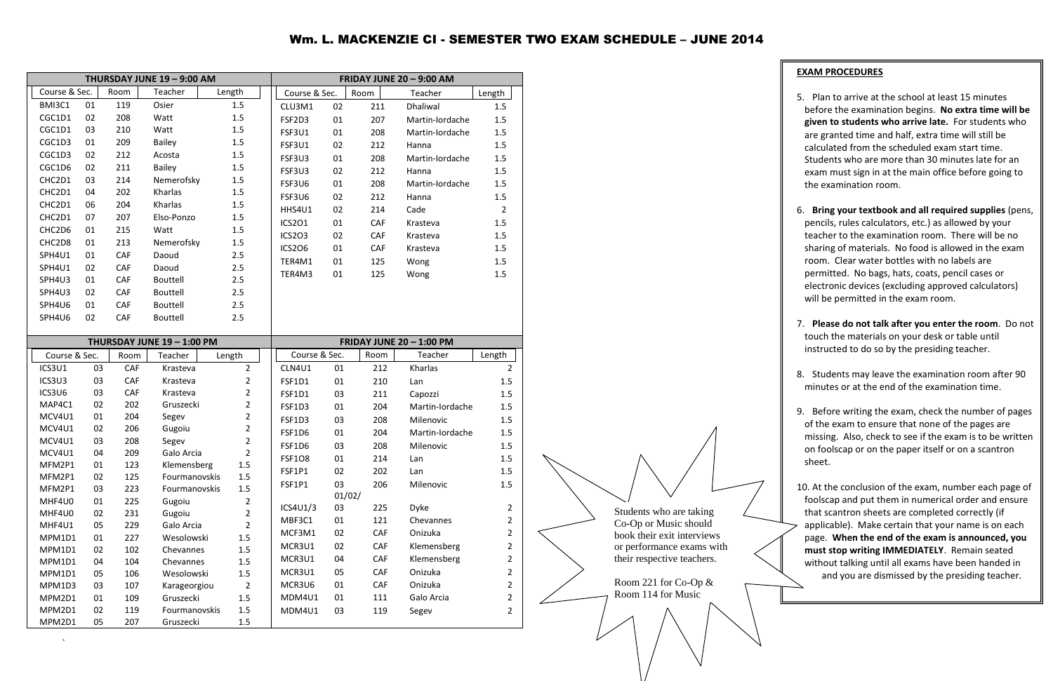# Wm. L. MACKENZIE CI - SEMESTER TWO EXAM SCHEDULE – JUNE 2014

## THURSDAY JUNE 19 – 9:00 AM

| Course & Sec. | | Room | Teacher | Length |
|---|---|---|---|---|
| BMI3C1 | 01 | 119 | Osier | 1.5 |
| CGC1D1 | 02 | 208 | Watt | 1.5 |
| CGC1D1 | 03 | 210 | Watt | 1.5 |
| CGC1D3 | 01 | 209 | Bailey | 1.5 |
| CGC1D3 | 02 | 212 | Acosta | 1.5 |
| CGC1D6 | 02 | 211 | Bailey | 1.5 |
| CHC2D1 | 03 | 214 | Nemerofsky | 1.5 |
| CHC2D1 | 04 | 202 | Kharlas | 1.5 |
| CHC2D1 | 06 | 204 | Kharlas | 1.5 |
| CHC2D1 | 07 | 207 | Elso-Ponzo | 1.5 |
| CHC2D6 | 01 | 215 | Watt | 1.5 |
| CHC2D8 | 01 | 213 | Nemerofsky | 1.5 |
| SPH4U1 | 01 | CAF | Daoud | 2.5 |
| SPH4U1 | 02 | CAF | Daoud | 2.5 |
| SPH4U3 | 01 | CAF | Bouttell | 2.5 |
| SPH4U3 | 02 | CAF | Bouttell | 2.5 |
| SPH4U6 | 01 | CAF | Bouttell | 2.5 |
| SPH4U6 | 02 | CAF | Bouttell | 2.5 |

## THURSDAY JUNE 19 – 1:00 PM

| Course & Sec. | | Room | Teacher | Length |
|---|---|---|---|---|
| ICS3U1 | 03 | CAF | Krasteva | 2 |
| ICS3U3 | 03 | CAF | Krasteva | 2 |
| ICS3U6 | 03 | CAF | Krasteva | 2 |
| MAP4C1 | 02 | 202 | Gruszecki | 2 |
| MCV4U1 | 01 | 204 | Segev | 2 |
| MCV4U1 | 02 | 206 | Gugoiu | 2 |
| MCV4U1 | 03 | 208 | Segev | 2 |
| MCV4U1 | 04 | 209 | Galo Arcia | 2 |
| MFM2P1 | 01 | 123 | Klemensberg | 1.5 |
| MFM2P1 | 02 | 125 | Fourmanovskis | 1.5 |
| MFM2P1 | 03 | 223 | Fourmanovskis | 1.5 |
| MHF4U0 | 01 | 225 | Gugoiu | 2 |
| MHF4U0 | 02 | 231 | Gugoiu | 2 |
| MHF4U1 | 05 | 229 | Galo Arcia | 2 |
| MPM1D1 | 01 | 227 | Wesolowski | 1.5 |
| MPM1D1 | 02 | 102 | Chevannes | 1.5 |
| MPM1D1 | 04 | 104 | Chevannes | 1.5 |
| MPM1D1 | 05 | 106 | Wesolowski | 1.5 |
| MPM1D3 | 03 | 107 | Karageorgiou | 2 |
| MPM2D1 | 01 | 109 | Gruszecki | 1.5 |
| MPM2D1 | 02 | 119 | Fourmanovskis | 1.5 |
| MPM2D1 | 05 | 207 | Gruszecki | 1.5 |

## FRIDAY JUNE 20 – 9:00 AM

| Course & Sec. | | Room | Teacher | Length |
|---|---|---|---|---|
| CLU3M1 | 02 | 211 | Dhaliwal | 1.5 |
| FSF2D3 | 01 | 207 | Martin-Iordache | 1.5 |
| FSF3U1 | 01 | 208 | Martin-Iordache | 1.5 |
| FSF3U1 | 02 | 212 | Hanna | 1.5 |
| FSF3U3 | 01 | 208 | Martin-Iordache | 1.5 |
| FSF3U3 | 02 | 212 | Hanna | 1.5 |
| FSF3U6 | 01 | 208 | Martin-Iordache | 1.5 |
| FSF3U6 | 02 | 212 | Hanna | 1.5 |
| HHS4U1 | 02 | 214 | Cade | 2 |
| ICS2O1 | 01 | CAF | Krasteva | 1.5 |
| ICS2O3 | 02 | CAF | Krasteva | 1.5 |
| ICS2O6 | 01 | CAF | Krasteva | 1.5 |
| TER4M1 | 01 | 125 | Wong | 1.5 |
| TER4M3 | 01 | 125 | Wong | 1.5 |

## FRIDAY JUNE 20 – 1:00 PM

| Course & Sec. | | Room | Teacher | Length |
|---|---|---|---|---|
| CLN4U1 | 01 | 212 | Kharlas | 2 |
| FSF1D1 | 01 | 210 | Lan | 1.5 |
| FSF1D1 | 03 | 211 | Capozzi | 1.5 |
| FSF1D3 | 01 | 204 | Martin-Iordache | 1.5 |
| FSF1D3 | 03 | 208 | Milenovic | 1.5 |
| FSF1D6 | 01 | 204 | Martin-Iordache | 1.5 |
| FSF1D6 | 03 | 208 | Milenovic | 1.5 |
| FSF1O8 | 01 | 214 | Lan | 1.5 |
| FSF1P1 | 02 | 202 | Lan | 1.5 |
| FSF1P1 | 03 01/02/ | 206 | Milenovic | 1.5 |
| ICS4U1/3 | 03 | 225 | Dyke | 2 |
| MBF3C1 | 01 | 121 | Chevannes | 2 |
| MCF3M1 | 02 | CAF | Onizuka | 2 |
| MCR3U1 | 02 | CAF | Klemensberg | 2 |
| MCR3U1 | 04 | CAF | Klemensberg | 2 |
| MCR3U1 | 05 | CAF | Onizuka | 2 |
| MCR3U6 | 01 | CAF | Onizuka | 2 |
| MDM4U1 | 01 | 111 | Galo Arcia | 2 |
| MDM4U1 | 03 | 119 | Segev | 2 |

Students who are taking Co-Op or Music should book their exit interviews or performance exams with their respective teachers.

Room 221 for Co-Op & Room 114 for Music

## EXAM PROCEDURES

5. Plan to arrive at the school at least 15 minutes before the examination begins. **No extra time will be given to students who arrive late.** For students who are granted time and half, extra time will still be calculated from the scheduled exam start time. Students who are more than 30 minutes late for an exam must sign in at the main office before going to the examination room.

6. **Bring your textbook and all required supplies** (pens, pencils, rules calculators, etc.) as allowed by your teacher to the examination room. There will be no sharing of materials. No food is allowed in the exam room. Clear water bottles with no labels are permitted. No bags, hats, coats, pencil cases or electronic devices (excluding approved calculators) will be permitted in the exam room.

7. **Please do not talk after you enter the room**. Do not touch the materials on your desk or table until instructed to do so by the presiding teacher.

8. Students may leave the examination room after 90 minutes or at the end of the examination time.

9. Before writing the exam, check the number of pages of the exam to ensure that none of the pages are missing. Also, check to see if the exam is to be written on foolscap or on the paper itself or on a scantron sheet.

10. At the conclusion of the exam, number each page of foolscap and put them in numerical order and ensure that scantron sheets are completed correctly (if applicable). Make certain that your name is on each page. **When the end of the exam is announced, you must stop writing IMMEDIATELY**. Remain seated without talking until all exams have been handed in and you are dismissed by the presiding teacher.